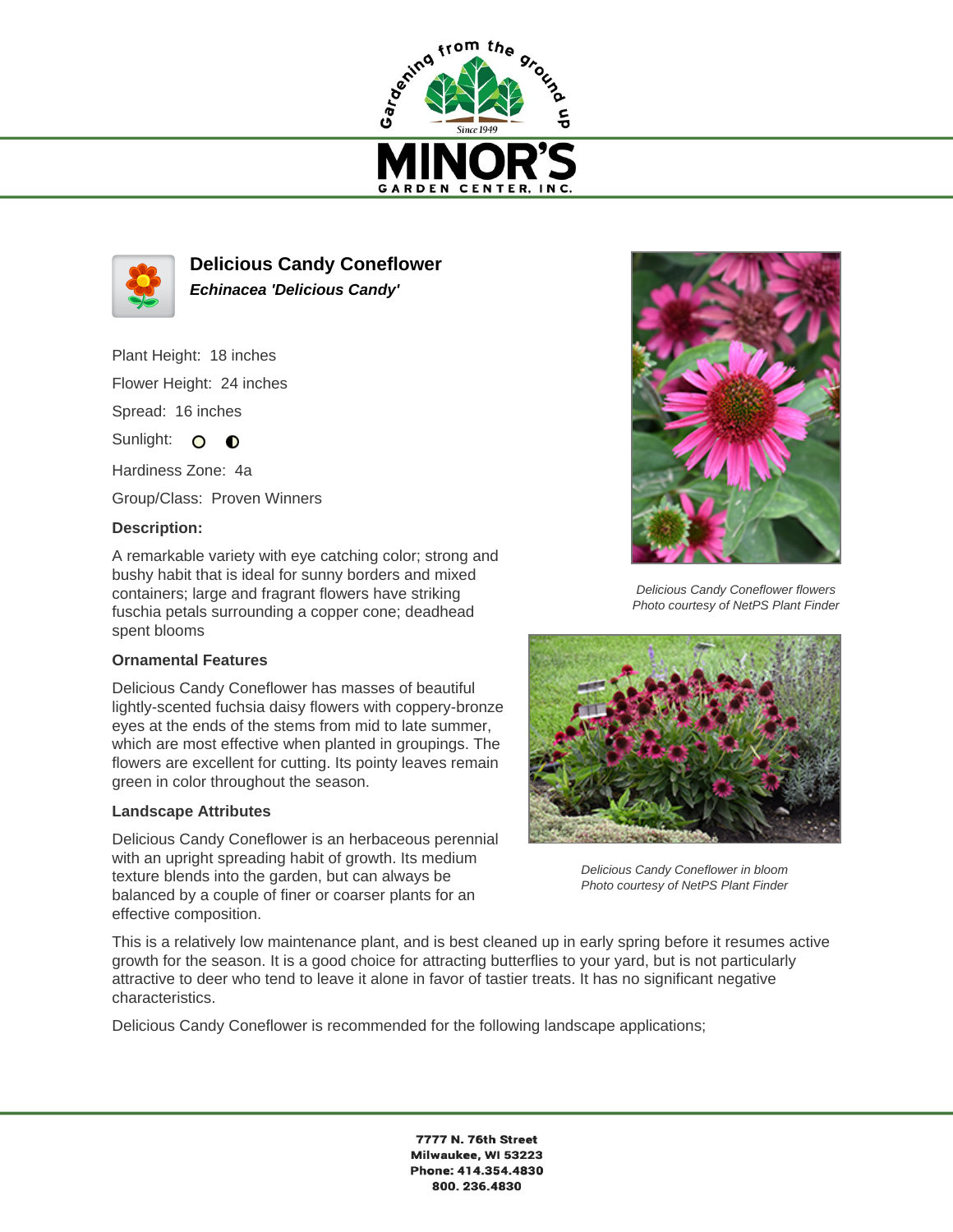# Delicious Candy Coneflower

***Echinacea 'Delicious Candy'***

Plant Height: 18 inches

Flower Height: 24 inches

Spread: 16 inches

Sunlight:

Hardiness Zone: 4a

Group/Class: Proven Winners

**Description:**

A remarkable variety with eye catching color; strong and bushy habit that is ideal for sunny borders and mixed containers; large and fragrant flowers have striking fuschia petals surrounding a copper cone; deadhead spent blooms

### Ornamental Features

Delicious Candy Coneflower has masses of beautiful lightly-scented fuchsia daisy flowers with coppery-bronze eyes at the ends of the stems from mid to late summer, which are most effective when planted in groupings. The flowers are excellent for cutting. Its pointy leaves remain green in color throughout the season.

### Landscape Attributes

Delicious Candy Coneflower is an herbaceous perennial with an upright spreading habit of growth. Its medium texture blends into the garden, but can always be balanced by a couple of finer or coarser plants for an effective composition.

This is a relatively low maintenance plant, and is best cleaned up in early spring before it resumes active growth for the season. It is a good choice for attracting butterflies to your yard, but is not particularly attractive to deer who tend to leave it alone in favor of tastier treats. It has no significant negative characteristics.

Delicious Candy Coneflower is recommended for the following landscape applications;

*Delicious Candy Coneflower flowers*
*Photo courtesy of NetPS Plant Finder*

*Delicious Candy Coneflower in bloom*
*Photo courtesy of NetPS Plant Finder*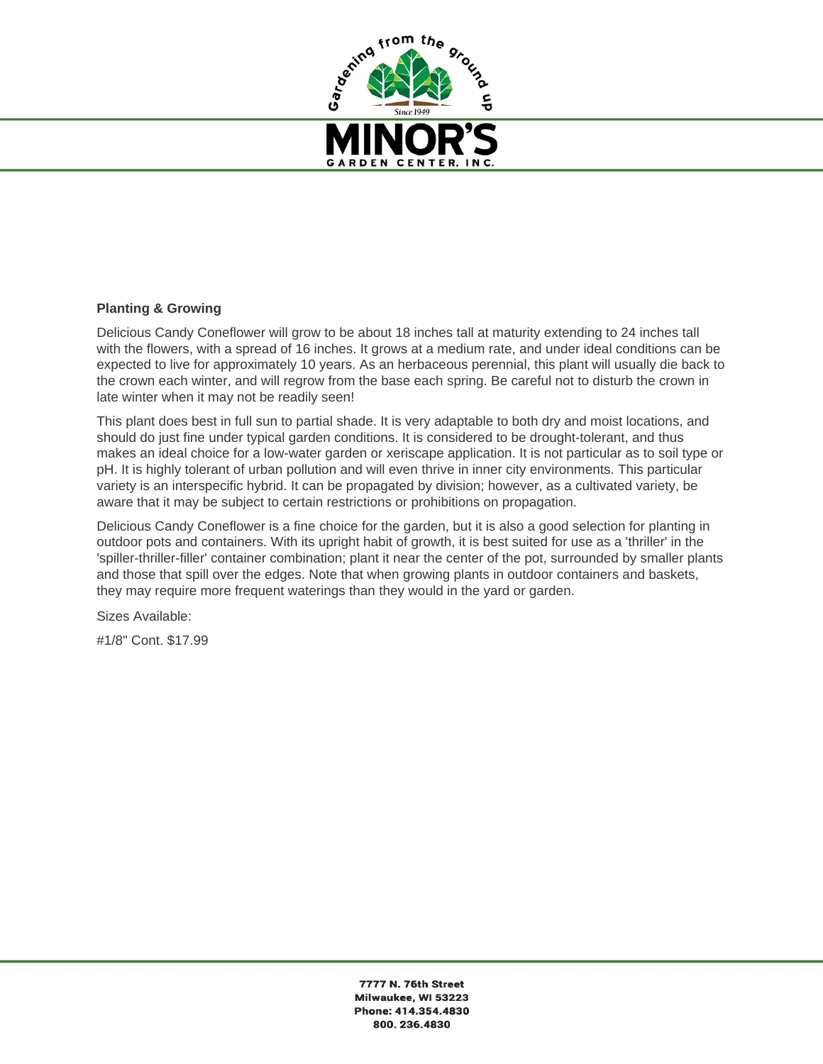### Planting & Growing

Delicious Candy Coneflower will grow to be about 18 inches tall at maturity extending to 24 inches tall with the flowers, with a spread of 16 inches. It grows at a medium rate, and under ideal conditions can be expected to live for approximately 10 years. As an herbaceous perennial, this plant will usually die back to the crown each winter, and will regrow from the base each spring. Be careful not to disturb the crown in late winter when it may not be readily seen!

This plant does best in full sun to partial shade. It is very adaptable to both dry and moist locations, and should do just fine under typical garden conditions. It is considered to be drought-tolerant, and thus makes an ideal choice for a low-water garden or xeriscape application. It is not particular as to soil type or pH. It is highly tolerant of urban pollution and will even thrive in inner city environments. This particular variety is an interspecific hybrid. It can be propagated by division; however, as a cultivated variety, be aware that it may be subject to certain restrictions or prohibitions on propagation.

Delicious Candy Coneflower is a fine choice for the garden, but it is also a good selection for planting in outdoor pots and containers. With its upright habit of growth, it is best suited for use as a 'thriller' in the 'spiller-thriller-filler' container combination; plant it near the center of the pot, surrounded by smaller plants and those that spill over the edges. Note that when growing plants in outdoor containers and baskets, they may require more frequent waterings than they would in the yard or garden.

Sizes Available:

#1/8" Cont. $17.99